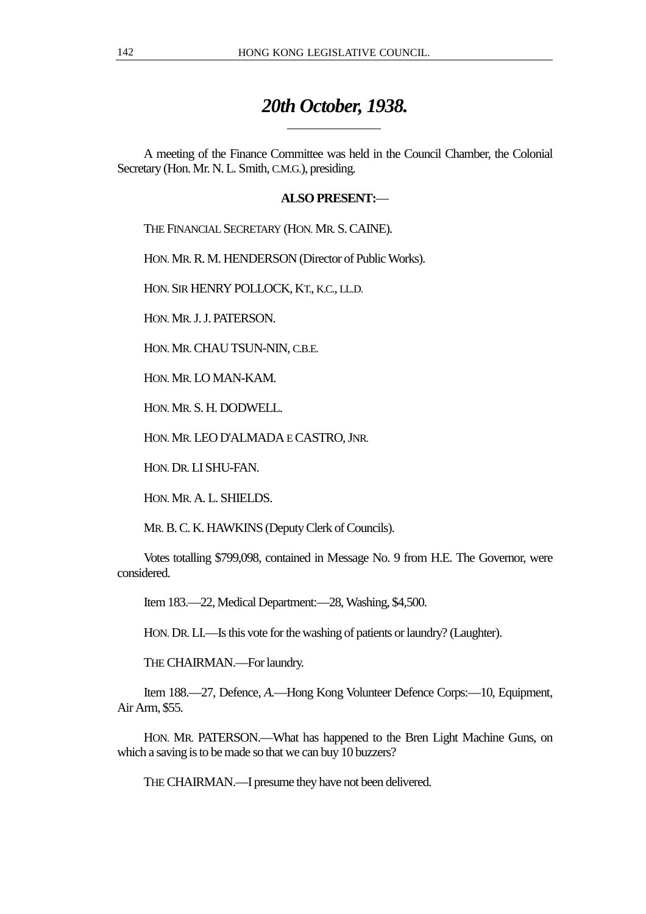# *20th October, 1938.*

---

A meeting of the Finance Committee was held in the Council Chamber, the Colonial Secretary (Hon. Mr. N. L. Smith, C.M.G.), presiding.

**ALSO PRESENT:**—

THE FINANCIAL SECRETARY (HON. MR. S. CAINE).

HON. MR. R. M. HENDERSON (Director of Public Works).

HON. SIR HENRY POLLOCK, KT., K.C., LL.D.

HON. MR. J. J. PATERSON.

HON. MR. CHAU TSUN-NIN, C.B.E.

HON. MR. LO MAN-KAM.

HON. MR. S. H. DODWELL.

HON. MR. LEO D'ALMADA E CASTRO, JNR.

HON. DR. LI SHU-FAN.

HON. MR. A. L. SHIELDS.

MR. B. C. K. HAWKINS (Deputy Clerk of Councils).

Votes totalling $799,098, contained in Message No. 9 from H.E. The Governor, were considered.

Item 183.—22, Medical Department:—28, Washing, $4,500.

HON. DR. LI.—Is this vote for the washing of patients or laundry? (Laughter).

THE CHAIRMAN.—For laundry.

Item 188.—27, Defence, *A.*—Hong Kong Volunteer Defence Corps:—10, Equipment, Air Arm, $55.

HON. MR. PATERSON.—What has happened to the Bren Light Machine Guns, on which a saving is to be made so that we can buy 10 buzzers?

THE CHAIRMAN.—I presume they have not been delivered.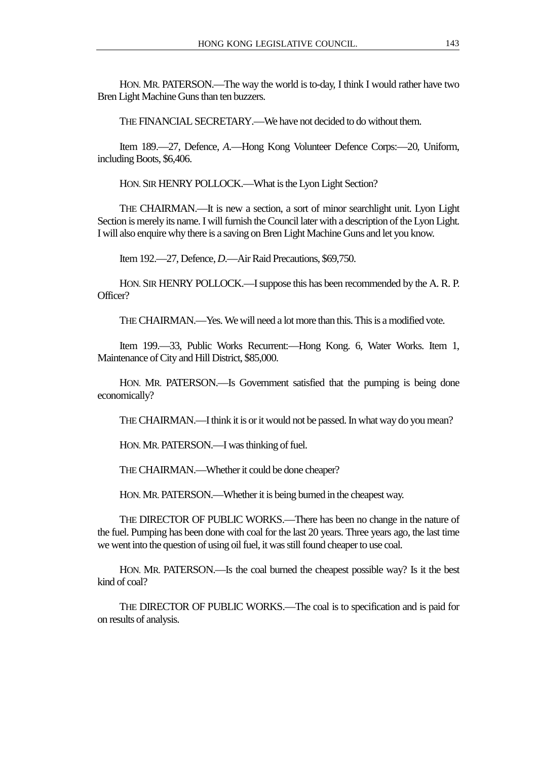HON. MR. PATERSON.—The way the world is to-day, I think I would rather have two Bren Light Machine Guns than ten buzzers.

THE FINANCIAL SECRETARY.—We have not decided to do without them.

Item 189.—27, Defence, *A.*—Hong Kong Volunteer Defence Corps:—20, Uniform, including Boots, $6,406.

HON. SIR HENRY POLLOCK.—What is the Lyon Light Section?

THE CHAIRMAN.—It is new a section, a sort of minor searchlight unit. Lyon Light Section is merely its name. I will furnish the Council later with a description of the Lyon Light. I will also enquire why there is a saving on Bren Light Machine Guns and let you know.

Item 192.—27, Defence, *D.*—Air Raid Precautions, $69,750.

HON. SIR HENRY POLLOCK.—I suppose this has been recommended by the A. R. P. Officer?

THE CHAIRMAN.—Yes. We will need a lot more than this. This is a modified vote.

Item 199.—33, Public Works Recurrent:—Hong Kong. 6, Water Works. Item 1, Maintenance of City and Hill District, $85,000.

HON. MR. PATERSON.—Is Government satisfied that the pumping is being done economically?

THE CHAIRMAN.—I think it is or it would not be passed. In what way do you mean?

HON. MR. PATERSON.—I was thinking of fuel.

THE CHAIRMAN.—Whether it could be done cheaper?

HON. MR. PATERSON.—Whether it is being burned in the cheapest way.

THE DIRECTOR OF PUBLIC WORKS.—There has been no change in the nature of the fuel. Pumping has been done with coal for the last 20 years. Three years ago, the last time we went into the question of using oil fuel, it was still found cheaper to use coal.

HON. MR. PATERSON.—Is the coal burned the cheapest possible way? Is it the best kind of coal?

THE DIRECTOR OF PUBLIC WORKS.—The coal is to specification and is paid for on results of analysis.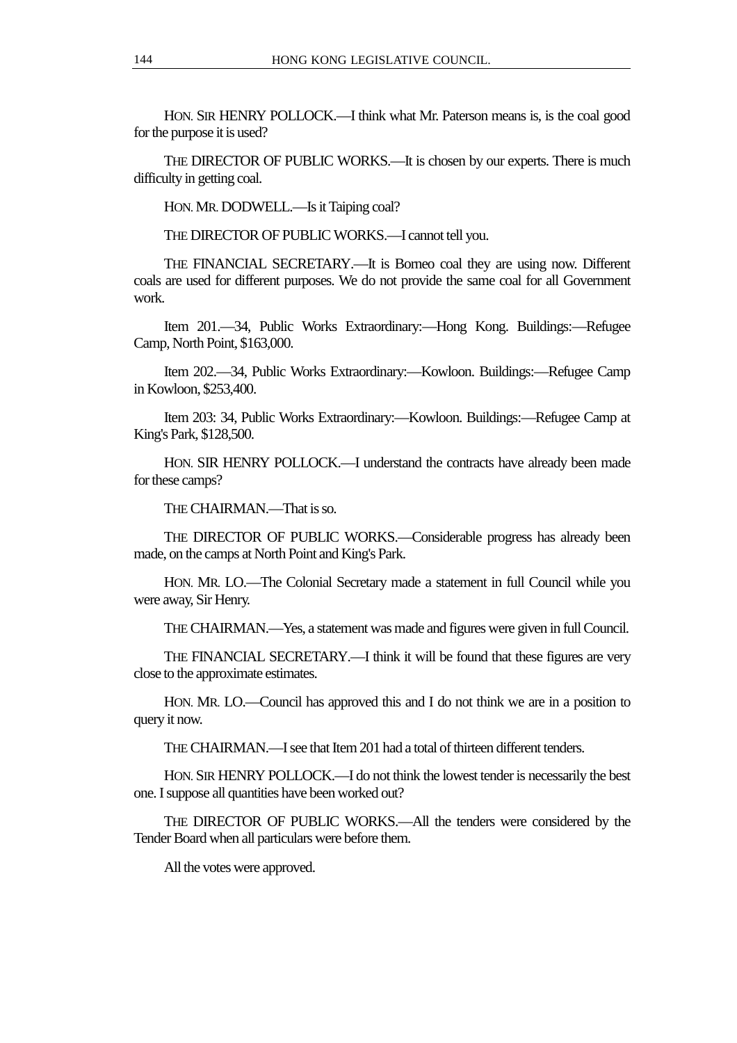HON. SIR HENRY POLLOCK.—I think what Mr. Paterson means is, is the coal good for the purpose it is used?

THE DIRECTOR OF PUBLIC WORKS.—It is chosen by our experts. There is much difficulty in getting coal.

HON. MR. DODWELL.—Is it Taiping coal?

THE DIRECTOR OF PUBLIC WORKS.—I cannot tell you.

THE FINANCIAL SECRETARY.—It is Borneo coal they are using now. Different coals are used for different purposes. We do not provide the same coal for all Government work.

Item 201.—34, Public Works Extraordinary:—Hong Kong. Buildings:—Refugee Camp, North Point, $163,000.

Item 202.—34, Public Works Extraordinary:—Kowloon. Buildings:—Refugee Camp in Kowloon, $253,400.

Item 203: 34, Public Works Extraordinary:—Kowloon. Buildings:—Refugee Camp at King's Park, $128,500.

HON. SIR HENRY POLLOCK.—I understand the contracts have already been made for these camps?

THE CHAIRMAN.—That is so.

THE DIRECTOR OF PUBLIC WORKS.—Considerable progress has already been made, on the camps at North Point and King's Park.

HON. MR. LO.—The Colonial Secretary made a statement in full Council while you were away, Sir Henry.

THE CHAIRMAN.—Yes, a statement was made and figures were given in full Council.

THE FINANCIAL SECRETARY.—I think it will be found that these figures are very close to the approximate estimates.

HON. MR. LO.—Council has approved this and I do not think we are in a position to query it now.

THE CHAIRMAN.—I see that Item 201 had a total of thirteen different tenders.

HON. SIR HENRY POLLOCK.—I do not think the lowest tender is necessarily the best one. I suppose all quantities have been worked out?

THE DIRECTOR OF PUBLIC WORKS.—All the tenders were considered by the Tender Board when all particulars were before them.

All the votes were approved.